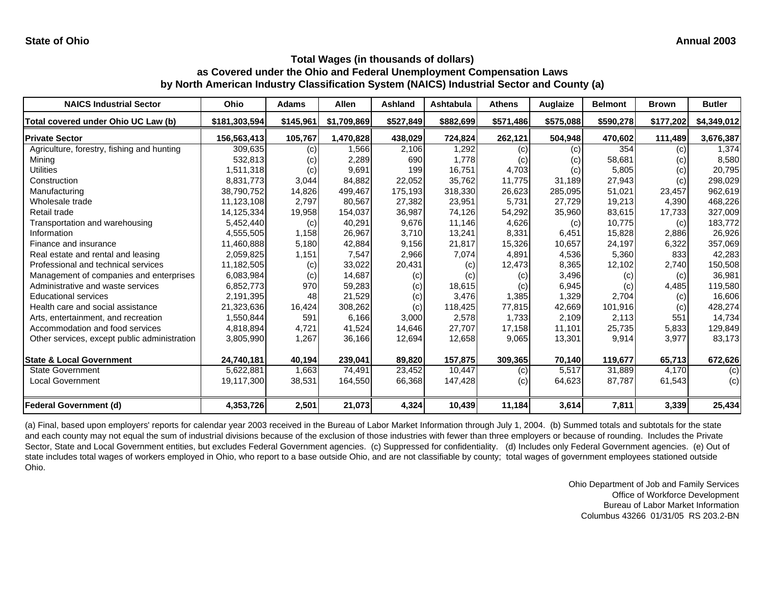**State of Ohio** **Annual 2003**

## Total Wages (in thousands of dollars)
## as Covered under the Ohio and Federal Unemployment Compensation Laws
## by North American Industry Classification System (NAICS) Industrial Sector and County (a)

| NAICS Industrial Sector | Ohio | Adams | Allen | Ashland | Ashtabula | Athens | Auglaize | Belmont | Brown | Butler |
|---|---|---|---|---|---|---|---|---|---|---|
| **Total covered under Ohio UC Law (b)** | **$181,303,594** | **$145,961** | **$1,709,869** | **$527,849** | **$882,699** | **$571,486** | **$575,088** | **$590,278** | **$177,202** | **$4,349,012** |
| **Private Sector** | **156,563,413** | **105,767** | **1,470,828** | **438,029** | **724,824** | **262,121** | **504,948** | **470,602** | **111,489** | **3,676,387** |
| Agriculture, forestry, fishing and hunting | 309,635 | (c) | 1,566 | 2,106 | 1,292 | (c) | (c) | 354 | (c) | 1,374 |
| Mining | 532,813 | (c) | 2,289 | 690 | 1,778 | (c) | (c) | 58,681 | (c) | 8,580 |
| Utilities | 1,511,318 | (c) | 9,691 | 199 | 16,751 | 4,703 | (c) | 5,805 | (c) | 20,795 |
| Construction | 8,831,773 | 3,044 | 84,882 | 22,052 | 35,762 | 11,775 | 31,189 | 27,943 | (c) | 298,029 |
| Manufacturing | 38,790,752 | 14,826 | 499,467 | 175,193 | 318,330 | 26,623 | 285,095 | 51,021 | 23,457 | 962,619 |
| Wholesale trade | 11,123,108 | 2,797 | 80,567 | 27,382 | 23,951 | 5,731 | 27,729 | 19,213 | 4,390 | 468,226 |
| Retail trade | 14,125,334 | 19,958 | 154,037 | 36,987 | 74,126 | 54,292 | 35,960 | 83,615 | 17,733 | 327,009 |
| Transportation and warehousing | 5,452,440 | (c) | 40,291 | 9,676 | 11,146 | 4,626 | (c) | 10,775 | (c) | 183,772 |
| Information | 4,555,505 | 1,158 | 26,967 | 3,710 | 13,241 | 8,331 | 6,451 | 15,828 | 2,886 | 26,926 |
| Finance and insurance | 11,460,888 | 5,180 | 42,884 | 9,156 | 21,817 | 15,326 | 10,657 | 24,197 | 6,322 | 357,069 |
| Real estate and rental and leasing | 2,059,825 | 1,151 | 7,547 | 2,966 | 7,074 | 4,891 | 4,536 | 5,360 | 833 | 42,283 |
| Professional and technical services | 11,182,505 | (c) | 33,022 | 20,431 | (c) | 12,473 | 8,365 | 12,102 | 2,740 | 150,508 |
| Management of companies and enterprises | 6,083,984 | (c) | 14,687 | (c) | (c) | (c) | 3,496 | (c) | (c) | 36,981 |
| Administrative and waste services | 6,852,773 | 970 | 59,283 | (c) | 18,615 | (c) | 6,945 | (c) | 4,485 | 119,580 |
| Educational services | 2,191,395 | 48 | 21,529 | (c) | 3,476 | 1,385 | 1,329 | 2,704 | (c) | 16,606 |
| Health care and social assistance | 21,323,636 | 16,424 | 308,262 | (c) | 118,425 | 77,815 | 42,669 | 101,916 | (c) | 428,274 |
| Arts, entertainment, and recreation | 1,550,844 | 591 | 6,166 | 3,000 | 2,578 | 1,733 | 2,109 | 2,113 | 551 | 14,734 |
| Accommodation and food services | 4,818,894 | 4,721 | 41,524 | 14,646 | 27,707 | 17,158 | 11,101 | 25,735 | 5,833 | 129,849 |
| Other services, except public administration | 3,805,990 | 1,267 | 36,166 | 12,694 | 12,658 | 9,065 | 13,301 | 9,914 | 3,977 | 83,173 |
| **State & Local Government** | **24,740,181** | **40,194** | **239,041** | **89,820** | **157,875** | **309,365** | **70,140** | **119,677** | **65,713** | **672,626** |
| State Government | 5,622,881 | 1,663 | 74,491 | 23,452 | 10,447 | (c) | 5,517 | 31,889 | 4,170 | (c) |
| Local Government | 19,117,300 | 38,531 | 164,550 | 66,368 | 147,428 | (c) | 64,623 | 87,787 | 61,543 | (c) |
| **Federal Government (d)** | **4,353,726** | **2,501** | **21,073** | **4,324** | **10,439** | **11,184** | **3,614** | **7,811** | **3,339** | **25,434** |

(a) Final, based upon employers' reports for calendar year 2003 received in the Bureau of Labor Market Information through July 1, 2004. (b) Summed totals and subtotals for the state and each county may not equal the sum of industrial divisions because of the exclusion of those industries with fewer than three employers or because of rounding. Includes the Private Sector, State and Local Government entities, but excludes Federal Government agencies. (c) Suppressed for confidentiality. (d) Includes only Federal Government agencies. (e) Out of state includes total wages of workers employed in Ohio, who report to a base outside Ohio, and are not classifiable by county; total wages of government employees stationed outside Ohio.

Ohio Department of Job and Family Services
Office of Workforce Development
Bureau of Labor Market Information
Columbus 43266 01/31/05 RS 203.2-BN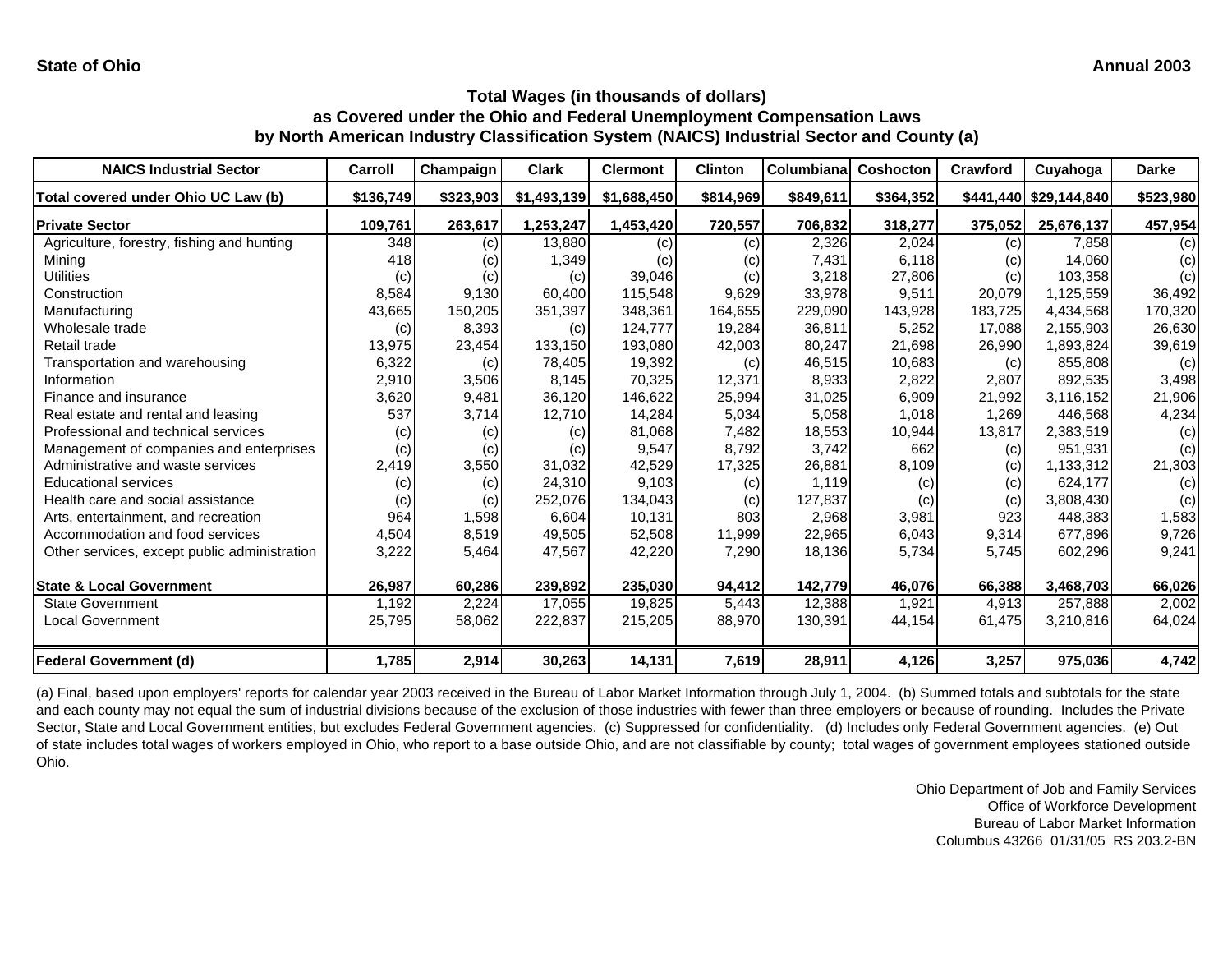State of Ohio — Annual 2003

## Total Wages (in thousands of dollars) as Covered under the Ohio and Federal Unemployment Compensation Laws by North American Industry Classification System (NAICS) Industrial Sector and County (a)

| NAICS Industrial Sector | Carroll | Champaign | Clark | Clermont | Clinton | Columbiana | Coshocton | Crawford | Cuyahoga | Darke |
|---|---|---|---|---|---|---|---|---|---|---|
| **Total covered under Ohio UC Law (b)** | **$136,749** | **$323,903** | **$1,493,139** | **$1,688,450** | **$814,969** | **$849,611** | **$364,352** | **$441,440** | **$29,144,840** | **$523,980** |
| **Private Sector** | **109,761** | **263,617** | **1,253,247** | **1,453,420** | **720,557** | **706,832** | **318,277** | **375,052** | **25,676,137** | **457,954** |
| Agriculture, forestry, fishing and hunting | 348 | (c) | 13,880 | (c) | (c) | 2,326 | 2,024 | (c) | 7,858 | (c) |
| Mining | 418 | (c) | 1,349 | (c) | (c) | 7,431 | 6,118 | (c) | 14,060 | (c) |
| Utilities | (c) | (c) | (c) | 39,046 | (c) | 3,218 | 27,806 | (c) | 103,358 | (c) |
| Construction | 8,584 | 9,130 | 60,400 | 115,548 | 9,629 | 33,978 | 9,511 | 20,079 | 1,125,559 | 36,492 |
| Manufacturing | 43,665 | 150,205 | 351,397 | 348,361 | 164,655 | 229,090 | 143,928 | 183,725 | 4,434,568 | 170,320 |
| Wholesale trade | (c) | 8,393 | (c) | 124,777 | 19,284 | 36,811 | 5,252 | 17,088 | 2,155,903 | 26,630 |
| Retail trade | 13,975 | 23,454 | 133,150 | 193,080 | 42,003 | 80,247 | 21,698 | 26,990 | 1,893,824 | 39,619 |
| Transportation and warehousing | 6,322 | (c) | 78,405 | 19,392 | (c) | 46,515 | 10,683 | (c) | 855,808 | (c) |
| Information | 2,910 | 3,506 | 8,145 | 70,325 | 12,371 | 8,933 | 2,822 | 2,807 | 892,535 | 3,498 |
| Finance and insurance | 3,620 | 9,481 | 36,120 | 146,622 | 25,994 | 31,025 | 6,909 | 21,992 | 3,116,152 | 21,906 |
| Real estate and rental and leasing | 537 | 3,714 | 12,710 | 14,284 | 5,034 | 5,058 | 1,018 | 1,269 | 446,568 | 4,234 |
| Professional and technical services | (c) | (c) | (c) | 81,068 | 7,482 | 18,553 | 10,944 | 13,817 | 2,383,519 | (c) |
| Management of companies and enterprises | (c) | (c) | (c) | 9,547 | 8,792 | 3,742 | 662 | (c) | 951,931 | (c) |
| Administrative and waste services | 2,419 | 3,550 | 31,032 | 42,529 | 17,325 | 26,881 | 8,109 | (c) | 1,133,312 | 21,303 |
| Educational services | (c) | (c) | 24,310 | 9,103 | (c) | 1,119 | (c) | (c) | 624,177 | (c) |
| Health care and social assistance | (c) | (c) | 252,076 | 134,043 | (c) | 127,837 | (c) | (c) | 3,808,430 | (c) |
| Arts, entertainment, and recreation | 964 | 1,598 | 6,604 | 10,131 | 803 | 2,968 | 3,981 | 923 | 448,383 | 1,583 |
| Accommodation and food services | 4,504 | 8,519 | 49,505 | 52,508 | 11,999 | 22,965 | 6,043 | 9,314 | 677,896 | 9,726 |
| Other services, except public administration | 3,222 | 5,464 | 47,567 | 42,220 | 7,290 | 18,136 | 5,734 | 5,745 | 602,296 | 9,241 |
| **State & Local Government** | **26,987** | **60,286** | **239,892** | **235,030** | **94,412** | **142,779** | **46,076** | **66,388** | **3,468,703** | **66,026** |
| State Government | 1,192 | 2,224 | 17,055 | 19,825 | 5,443 | 12,388 | 1,921 | 4,913 | 257,888 | 2,002 |
| Local Government | 25,795 | 58,062 | 222,837 | 215,205 | 88,970 | 130,391 | 44,154 | 61,475 | 3,210,816 | 64,024 |
| **Federal Government (d)** | **1,785** | **2,914** | **30,263** | **14,131** | **7,619** | **28,911** | **4,126** | **3,257** | **975,036** | **4,742** |

(a) Final, based upon employers' reports for calendar year 2003 received in the Bureau of Labor Market Information through July 1, 2004. (b) Summed totals and subtotals for the state and each county may not equal the sum of industrial divisions because of the exclusion of those industries with fewer than three employers or because of rounding. Includes the Private Sector, State and Local Government entities, but excludes Federal Government agencies. (c) Suppressed for confidentiality. (d) Includes only Federal Government agencies. (e) Out of state includes total wages of workers employed in Ohio, who report to a base outside Ohio, and are not classifiable by county; total wages of government employees stationed outside Ohio.

Ohio Department of Job and Family Services
Office of Workforce Development
Bureau of Labor Market Information
Columbus 43266 01/31/05 RS 203.2-BN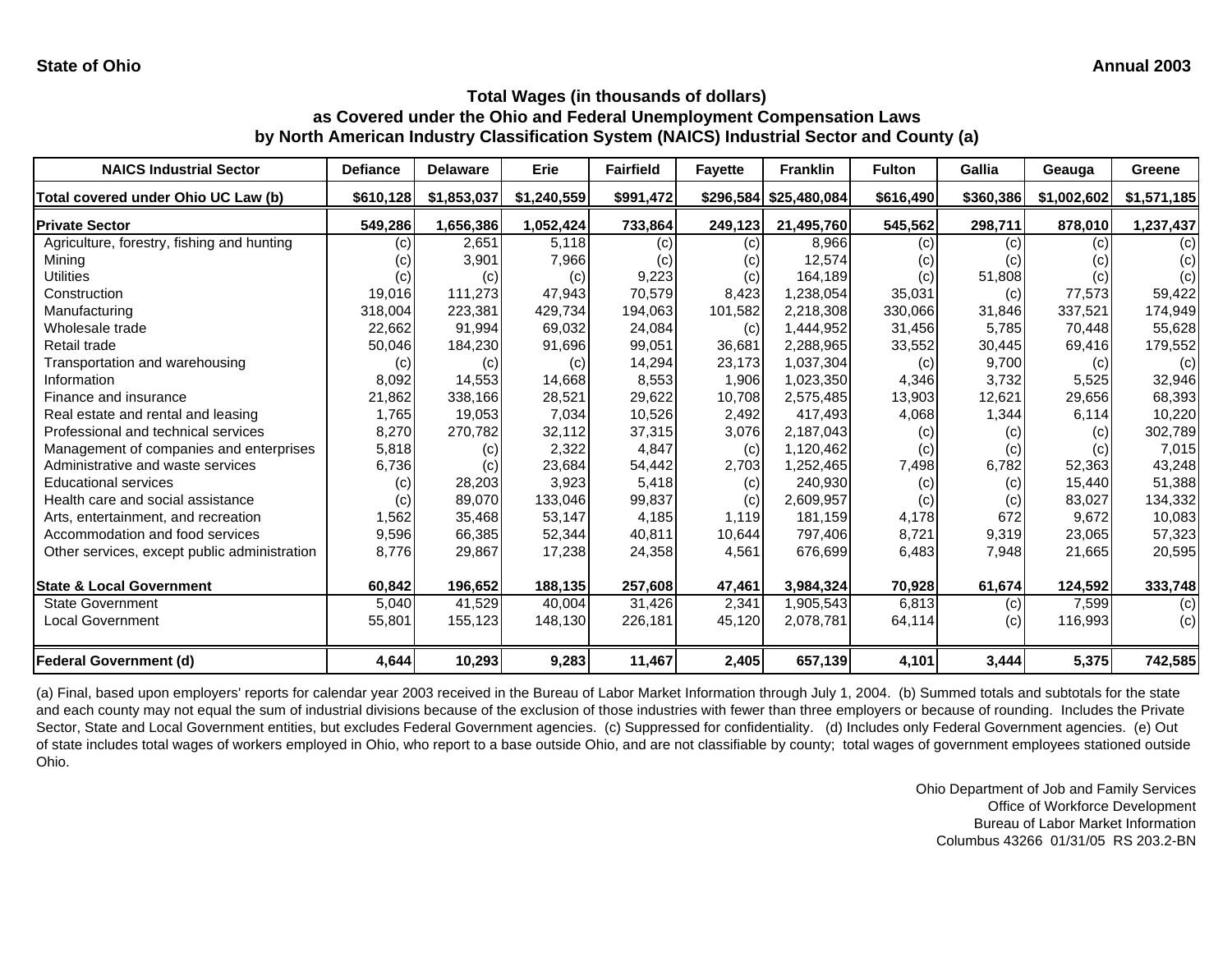**State of Ohio** **Annual 2003**

## Total Wages (in thousands of dollars)
## as Covered under the Ohio and Federal Unemployment Compensation Laws
## by North American Industry Classification System (NAICS) Industrial Sector and County (a)

| NAICS Industrial Sector | Defiance | Delaware | Erie | Fairfield | Fayette | Franklin | Fulton | Gallia | Geauga | Greene |
|---|---|---|---|---|---|---|---|---|---|---|
| **Total covered under Ohio UC Law (b)** | **$610,128** | **$1,853,037** | **$1,240,559** | **$991,472** | **$296,584** | **$25,480,084** | **$616,490** | **$360,386** | **$1,002,602** | **$1,571,185** |
| **Private Sector** | **549,286** | **1,656,386** | **1,052,424** | **733,864** | **249,123** | **21,495,760** | **545,562** | **298,711** | **878,010** | **1,237,437** |
| Agriculture, forestry, fishing and hunting | (c) | 2,651 | 5,118 | (c) | (c) | 8,966 | (c) | (c) | (c) | (c) |
| Mining | (c) | 3,901 | 7,966 | (c) | (c) | 12,574 | (c) | (c) | (c) | (c) |
| Utilities | (c) | (c) | (c) | 9,223 | (c) | 164,189 | (c) | 51,808 | (c) | (c) |
| Construction | 19,016 | 111,273 | 47,943 | 70,579 | 8,423 | 1,238,054 | 35,031 | (c) | 77,573 | 59,422 |
| Manufacturing | 318,004 | 223,381 | 429,734 | 194,063 | 101,582 | 2,218,308 | 330,066 | 31,846 | 337,521 | 174,949 |
| Wholesale trade | 22,662 | 91,994 | 69,032 | 24,084 | (c) | 1,444,952 | 31,456 | 5,785 | 70,448 | 55,628 |
| Retail trade | 50,046 | 184,230 | 91,696 | 99,051 | 36,681 | 2,288,965 | 33,552 | 30,445 | 69,416 | 179,552 |
| Transportation and warehousing | (c) | (c) | (c) | 14,294 | 23,173 | 1,037,304 | (c) | 9,700 | (c) | (c) |
| Information | 8,092 | 14,553 | 14,668 | 8,553 | 1,906 | 1,023,350 | 4,346 | 3,732 | 5,525 | 32,946 |
| Finance and insurance | 21,862 | 338,166 | 28,521 | 29,622 | 10,708 | 2,575,485 | 13,903 | 12,621 | 29,656 | 68,393 |
| Real estate and rental and leasing | 1,765 | 19,053 | 7,034 | 10,526 | 2,492 | 417,493 | 4,068 | 1,344 | 6,114 | 10,220 |
| Professional and technical services | 8,270 | 270,782 | 32,112 | 37,315 | 3,076 | 2,187,043 | (c) | (c) | (c) | 302,789 |
| Management of companies and enterprises | 5,818 | (c) | 2,322 | 4,847 | (c) | 1,120,462 | (c) | (c) | (c) | 7,015 |
| Administrative and waste services | 6,736 | (c) | 23,684 | 54,442 | 2,703 | 1,252,465 | 7,498 | 6,782 | 52,363 | 43,248 |
| Educational services | (c) | 28,203 | 3,923 | 5,418 | (c) | 240,930 | (c) | (c) | 15,440 | 51,388 |
| Health care and social assistance | (c) | 89,070 | 133,046 | 99,837 | (c) | 2,609,957 | (c) | (c) | 83,027 | 134,332 |
| Arts, entertainment, and recreation | 1,562 | 35,468 | 53,147 | 4,185 | 1,119 | 181,159 | 4,178 | 672 | 9,672 | 10,083 |
| Accommodation and food services | 9,596 | 66,385 | 52,344 | 40,811 | 10,644 | 797,406 | 8,721 | 9,319 | 23,065 | 57,323 |
| Other services, except public administration | 8,776 | 29,867 | 17,238 | 24,358 | 4,561 | 676,699 | 6,483 | 7,948 | 21,665 | 20,595 |
| **State & Local Government** | **60,842** | **196,652** | **188,135** | **257,608** | **47,461** | **3,984,324** | **70,928** | **61,674** | **124,592** | **333,748** |
| State Government | 5,040 | 41,529 | 40,004 | 31,426 | 2,341 | 1,905,543 | 6,813 | (c) | 7,599 | (c) |
| Local Government | 55,801 | 155,123 | 148,130 | 226,181 | 45,120 | 2,078,781 | 64,114 | (c) | 116,993 | (c) |
| **Federal Government (d)** | **4,644** | **10,293** | **9,283** | **11,467** | **2,405** | **657,139** | **4,101** | **3,444** | **5,375** | **742,585** |

(a) Final, based upon employers' reports for calendar year 2003 received in the Bureau of Labor Market Information through July 1, 2004. (b) Summed totals and subtotals for the state and each county may not equal the sum of industrial divisions because of the exclusion of those industries with fewer than three employers or because of rounding. Includes the Private Sector, State and Local Government entities, but excludes Federal Government agencies. (c) Suppressed for confidentiality. (d) Includes only Federal Government agencies. (e) Out of state includes total wages of workers employed in Ohio, who report to a base outside Ohio, and are not classifiable by county; total wages of government employees stationed outside Ohio.

Ohio Department of Job and Family Services
Office of Workforce Development
Bureau of Labor Market Information
Columbus 43266 01/31/05 RS 203.2-BN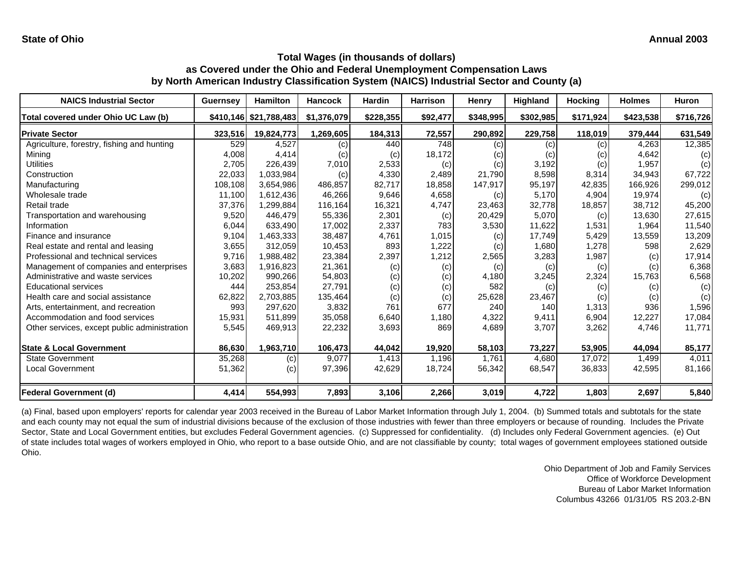State of Ohio

Annual 2003

## Total Wages (in thousands of dollars) as Covered under the Ohio and Federal Unemployment Compensation Laws by North American Industry Classification System (NAICS) Industrial Sector and County (a)

| NAICS Industrial Sector | Guernsey | Hamilton | Hancock | Hardin | Harrison | Henry | Highland | Hocking | Holmes | Huron |
|---|---|---|---|---|---|---|---|---|---|---|
| **Total covered under Ohio UC Law (b)** | **$410,146** | **$21,788,483** | **$1,376,079** | **$228,355** | **$92,477** | **$348,995** | **$302,985** | **$171,924** | **$423,538** | **$716,726** |
| **Private Sector** | **323,516** | **19,824,773** | **1,269,605** | **184,313** | **72,557** | **290,892** | **229,758** | **118,019** | **379,444** | **631,549** |
| Agriculture, forestry, fishing and hunting | 529 | 4,527 | (c) | 440 | 748 | (c) | (c) | (c) | 4,263 | 12,385 |
| Mining | 4,008 | 4,414 | (c) | (c) | 18,172 | (c) | (c) | (c) | 4,642 | (c) |
| Utilities | 2,705 | 226,439 | 7,010 | 2,533 | (c) | (c) | 3,192 | (c) | 1,957 | (c) |
| Construction | 22,033 | 1,033,984 | (c) | 4,330 | 2,489 | 21,790 | 8,598 | 8,314 | 34,943 | 67,722 |
| Manufacturing | 108,108 | 3,654,986 | 486,857 | 82,717 | 18,858 | 147,917 | 95,197 | 42,835 | 166,926 | 299,012 |
| Wholesale trade | 11,100 | 1,612,436 | 46,266 | 9,646 | 4,658 | (c) | 5,170 | 4,904 | 19,974 | (c) |
| Retail trade | 37,376 | 1,299,884 | 116,164 | 16,321 | 4,747 | 23,463 | 32,778 | 18,857 | 38,712 | 45,200 |
| Transportation and warehousing | 9,520 | 446,479 | 55,336 | 2,301 | (c) | 20,429 | 5,070 | (c) | 13,630 | 27,615 |
| Information | 6,044 | 633,490 | 17,002 | 2,337 | 783 | 3,530 | 11,622 | 1,531 | 1,964 | 11,540 |
| Finance and insurance | 9,104 | 1,463,333 | 38,487 | 4,761 | 1,015 | (c) | 17,749 | 5,429 | 13,559 | 13,209 |
| Real estate and rental and leasing | 3,655 | 312,059 | 10,453 | 893 | 1,222 | (c) | 1,680 | 1,278 | 598 | 2,629 |
| Professional and technical services | 9,716 | 1,988,482 | 23,384 | 2,397 | 1,212 | 2,565 | 3,283 | 1,987 | (c) | 17,914 |
| Management of companies and enterprises | 3,683 | 1,916,823 | 21,361 | (c) | (c) | (c) | (c) | (c) | (c) | 6,368 |
| Administrative and waste services | 10,202 | 990,266 | 54,803 | (c) | (c) | 4,180 | 3,245 | 2,324 | 15,763 | 6,568 |
| Educational services | 444 | 253,854 | 27,791 | (c) | (c) | 582 | (c) | (c) | (c) | (c) |
| Health care and social assistance | 62,822 | 2,703,885 | 135,464 | (c) | (c) | 25,628 | 23,467 | (c) | (c) | (c) |
| Arts, entertainment, and recreation | 993 | 297,620 | 3,832 | 761 | 677 | 240 | 140 | 1,313 | 936 | 1,596 |
| Accommodation and food services | 15,931 | 511,899 | 35,058 | 6,640 | 1,180 | 4,322 | 9,411 | 6,904 | 12,227 | 17,084 |
| Other services, except public administration | 5,545 | 469,913 | 22,232 | 3,693 | 869 | 4,689 | 3,707 | 3,262 | 4,746 | 11,771 |
| **State & Local Government** | **86,630** | **1,963,710** | **106,473** | **44,042** | **19,920** | **58,103** | **73,227** | **53,905** | **44,094** | **85,177** |
| State Government | 35,268 | (c) | 9,077 | 1,413 | 1,196 | 1,761 | 4,680 | 17,072 | 1,499 | 4,011 |
| Local Government | 51,362 | (c) | 97,396 | 42,629 | 18,724 | 56,342 | 68,547 | 36,833 | 42,595 | 81,166 |
| **Federal Government (d)** | **4,414** | **554,993** | **7,893** | **3,106** | **2,266** | **3,019** | **4,722** | **1,803** | **2,697** | **5,840** |

(a) Final, based upon employers' reports for calendar year 2003 received in the Bureau of Labor Market Information through July 1, 2004. (b) Summed totals and subtotals for the state and each county may not equal the sum of industrial divisions because of the exclusion of those industries with fewer than three employers or because of rounding. Includes the Private Sector, State and Local Government entities, but excludes Federal Government agencies. (c) Suppressed for confidentiality. (d) Includes only Federal Government agencies. (e) Out of state includes total wages of workers employed in Ohio, who report to a base outside Ohio, and are not classifiable by county; total wages of government employees stationed outside Ohio.

Ohio Department of Job and Family Services
Office of Workforce Development
Bureau of Labor Market Information
Columbus 43266 01/31/05 RS 203.2-BN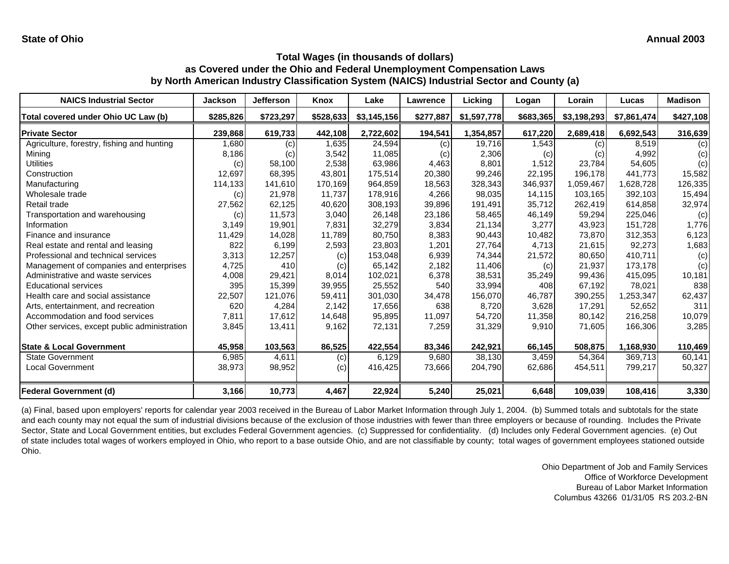**State of Ohio** | **Annual 2003**

### Total Wages (in thousands of dollars)
### as Covered under the Ohio and Federal Unemployment Compensation Laws
### by North American Industry Classification System (NAICS) Industrial Sector and County (a)

| NAICS Industrial Sector | Jackson | Jefferson | Knox | Lake | Lawrence | Licking | Logan | Lorain | Lucas | Madison |
|---|---|---|---|---|---|---|---|---|---|---|
| **Total covered under Ohio UC Law (b)** | **$285,826** | **$723,297** | **$528,633** | **$3,145,156** | **$277,887** | **$1,597,778** | **$683,365** | **$3,198,293** | **$7,861,474** | **$427,108** |
| **Private Sector** | **239,868** | **619,733** | **442,108** | **2,722,602** | **194,541** | **1,354,857** | **617,220** | **2,689,418** | **6,692,543** | **316,639** |
| Agriculture, forestry, fishing and hunting | 1,680 | (c) | 1,635 | 24,594 | (c) | 19,716 | 1,543 | (c) | 8,519 | (c) |
| Mining | 8,186 | (c) | 3,542 | 11,085 | (c) | 2,306 | (c) | (c) | 4,992 | (c) |
| Utilities | (c) | 58,100 | 2,538 | 63,986 | 4,463 | 8,801 | 1,512 | 23,784 | 54,605 | (c) |
| Construction | 12,697 | 68,395 | 43,801 | 175,514 | 20,380 | 99,246 | 22,195 | 196,178 | 441,773 | 15,582 |
| Manufacturing | 114,133 | 141,610 | 170,169 | 964,859 | 18,563 | 328,343 | 346,937 | 1,059,467 | 1,628,728 | 126,335 |
| Wholesale trade | (c) | 21,978 | 11,737 | 178,916 | 4,266 | 98,035 | 14,115 | 103,165 | 392,103 | 15,494 |
| Retail trade | 27,562 | 62,125 | 40,620 | 308,193 | 39,896 | 191,491 | 35,712 | 262,419 | 614,858 | 32,974 |
| Transportation and warehousing | (c) | 11,573 | 3,040 | 26,148 | 23,186 | 58,465 | 46,149 | 59,294 | 225,046 | (c) |
| Information | 3,149 | 19,901 | 7,831 | 32,279 | 3,834 | 21,134 | 3,277 | 43,923 | 151,728 | 1,776 |
| Finance and insurance | 11,429 | 14,028 | 11,789 | 80,750 | 8,383 | 90,443 | 10,482 | 73,870 | 312,353 | 6,123 |
| Real estate and rental and leasing | 822 | 6,199 | 2,593 | 23,803 | 1,201 | 27,764 | 4,713 | 21,615 | 92,273 | 1,683 |
| Professional and technical services | 3,313 | 12,257 | (c) | 153,048 | 6,939 | 74,344 | 21,572 | 80,650 | 410,711 | (c) |
| Management of companies and enterprises | 4,725 | 410 | (c) | 65,142 | 2,182 | 11,406 | (c) | 21,937 | 173,178 | (c) |
| Administrative and waste services | 4,008 | 29,421 | 8,014 | 102,021 | 6,378 | 38,531 | 35,249 | 99,436 | 415,095 | 10,181 |
| Educational services | 395 | 15,399 | 39,955 | 25,552 | 540 | 33,994 | 408 | 67,192 | 78,021 | 838 |
| Health care and social assistance | 22,507 | 121,076 | 59,411 | 301,030 | 34,478 | 156,070 | 46,787 | 390,255 | 1,253,347 | 62,437 |
| Arts, entertainment, and recreation | 620 | 4,284 | 2,142 | 17,656 | 638 | 8,720 | 3,628 | 17,291 | 52,652 | 311 |
| Accommodation and food services | 7,811 | 17,612 | 14,648 | 95,895 | 11,097 | 54,720 | 11,358 | 80,142 | 216,258 | 10,079 |
| Other services, except public administration | 3,845 | 13,411 | 9,162 | 72,131 | 7,259 | 31,329 | 9,910 | 71,605 | 166,306 | 3,285 |
| **State & Local Government** | **45,958** | **103,563** | **86,525** | **422,554** | **83,346** | **242,921** | **66,145** | **508,875** | **1,168,930** | **110,469** |
| State Government | 6,985 | 4,611 | (c) | 6,129 | 9,680 | 38,130 | 3,459 | 54,364 | 369,713 | 60,141 |
| Local Government | 38,973 | 98,952 | (c) | 416,425 | 73,666 | 204,790 | 62,686 | 454,511 | 799,217 | 50,327 |
| **Federal Government (d)** | **3,166** | **10,773** | **4,467** | **22,924** | **5,240** | **25,021** | **6,648** | **109,039** | **108,416** | **3,330** |

(a) Final, based upon employers' reports for calendar year 2003 received in the Bureau of Labor Market Information through July 1, 2004. (b) Summed totals and subtotals for the state and each county may not equal the sum of industrial divisions because of the exclusion of those industries with fewer than three employers or because of rounding. Includes the Private Sector, State and Local Government entities, but excludes Federal Government agencies. (c) Suppressed for confidentiality. (d) Includes only Federal Government agencies. (e) Out of state includes total wages of workers employed in Ohio, who report to a base outside Ohio, and are not classifiable by county; total wages of government employees stationed outside Ohio.

Ohio Department of Job and Family Services
Office of Workforce Development
Bureau of Labor Market Information
Columbus 43266 01/31/05 RS 203.2-BN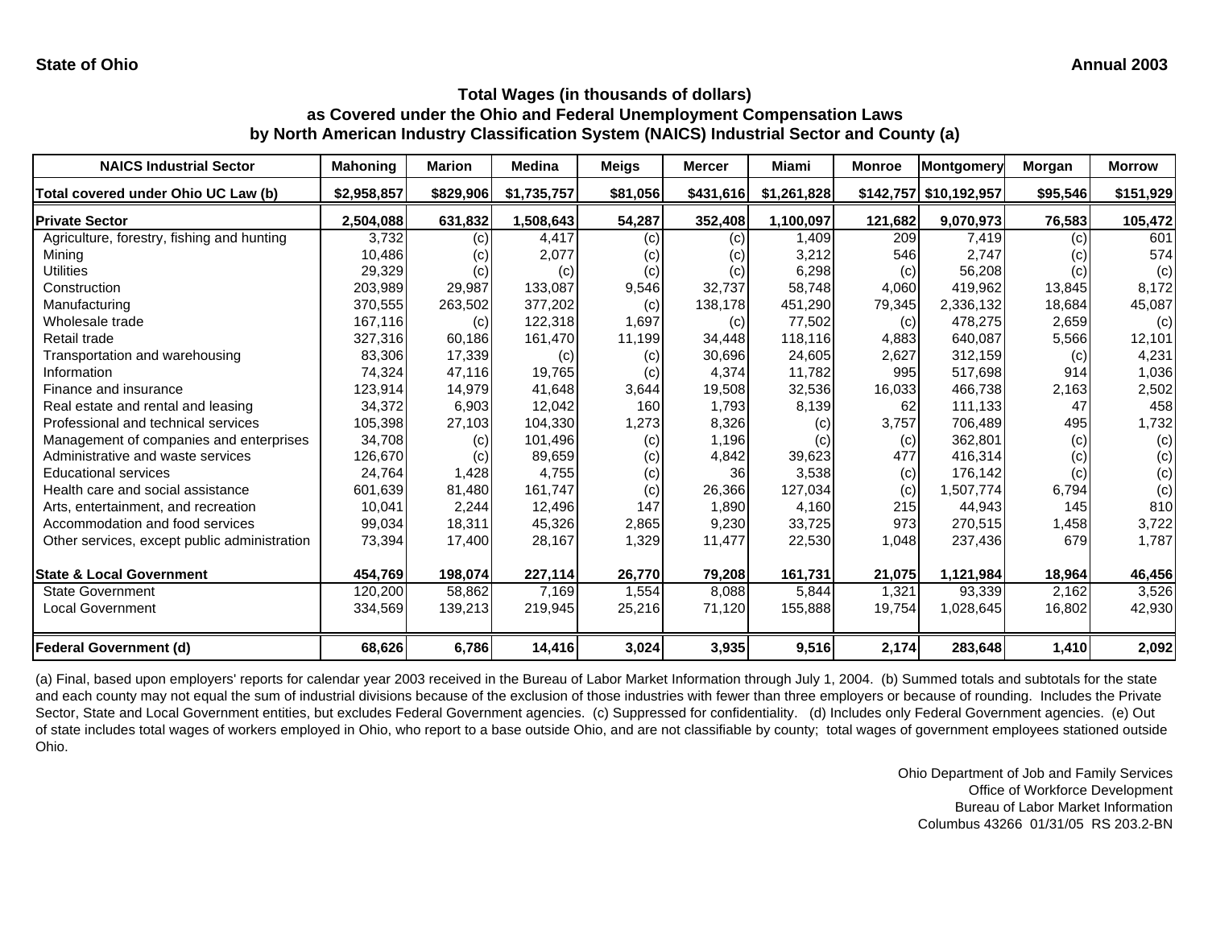**State of Ohio** **Annual 2003**

## Total Wages (in thousands of dollars)
## as Covered under the Ohio and Federal Unemployment Compensation Laws
## by North American Industry Classification System (NAICS) Industrial Sector and County (a)

| NAICS Industrial Sector | Mahoning | Marion | Medina | Meigs | Mercer | Miami | Monroe | Montgomery | Morgan | Morrow |
|---|---|---|---|---|---|---|---|---|---|---|
| **Total covered under Ohio UC Law (b)** | **$2,958,857** | **$829,906** | **$1,735,757** | **$81,056** | **$431,616** | **$1,261,828** | **$142,757** | **$10,192,957** | **$95,546** | **$151,929** |
| **Private Sector** | **2,504,088** | **631,832** | **1,508,643** | **54,287** | **352,408** | **1,100,097** | **121,682** | **9,070,973** | **76,583** | **105,472** |
| Agriculture, forestry, fishing and hunting | 3,732 | (c) | 4,417 | (c) | (c) | 1,409 | 209 | 7,419 | (c) | 601 |
| Mining | 10,486 | (c) | 2,077 | (c) | (c) | 3,212 | 546 | 2,747 | (c) | 574 |
| Utilities | 29,329 | (c) | (c) | (c) | (c) | 6,298 | (c) | 56,208 | (c) | (c) |
| Construction | 203,989 | 29,987 | 133,087 | 9,546 | 32,737 | 58,748 | 4,060 | 419,962 | 13,845 | 8,172 |
| Manufacturing | 370,555 | 263,502 | 377,202 | (c) | 138,178 | 451,290 | 79,345 | 2,336,132 | 18,684 | 45,087 |
| Wholesale trade | 167,116 | (c) | 122,318 | 1,697 | (c) | 77,502 | (c) | 478,275 | 2,659 | (c) |
| Retail trade | 327,316 | 60,186 | 161,470 | 11,199 | 34,448 | 118,116 | 4,883 | 640,087 | 5,566 | 12,101 |
| Transportation and warehousing | 83,306 | 17,339 | (c) | (c) | 30,696 | 24,605 | 2,627 | 312,159 | (c) | 4,231 |
| Information | 74,324 | 47,116 | 19,765 | (c) | 4,374 | 11,782 | 995 | 517,698 | 914 | 1,036 |
| Finance and insurance | 123,914 | 14,979 | 41,648 | 3,644 | 19,508 | 32,536 | 16,033 | 466,738 | 2,163 | 2,502 |
| Real estate and rental and leasing | 34,372 | 6,903 | 12,042 | 160 | 1,793 | 8,139 | 62 | 111,133 | 47 | 458 |
| Professional and technical services | 105,398 | 27,103 | 104,330 | 1,273 | 8,326 | (c) | 3,757 | 706,489 | 495 | 1,732 |
| Management of companies and enterprises | 34,708 | (c) | 101,496 | (c) | 1,196 | (c) | (c) | 362,801 | (c) | (c) |
| Administrative and waste services | 126,670 | (c) | 89,659 | (c) | 4,842 | 39,623 | 477 | 416,314 | (c) | (c) |
| Educational services | 24,764 | 1,428 | 4,755 | (c) | 36 | 3,538 | (c) | 176,142 | (c) | (c) |
| Health care and social assistance | 601,639 | 81,480 | 161,747 | (c) | 26,366 | 127,034 | (c) | 1,507,774 | 6,794 | (c) |
| Arts, entertainment, and recreation | 10,041 | 2,244 | 12,496 | 147 | 1,890 | 4,160 | 215 | 44,943 | 145 | 810 |
| Accommodation and food services | 99,034 | 18,311 | 45,326 | 2,865 | 9,230 | 33,725 | 973 | 270,515 | 1,458 | 3,722 |
| Other services, except public administration | 73,394 | 17,400 | 28,167 | 1,329 | 11,477 | 22,530 | 1,048 | 237,436 | 679 | 1,787 |
| **State & Local Government** | **454,769** | **198,074** | **227,114** | **26,770** | **79,208** | **161,731** | **21,075** | **1,121,984** | **18,964** | **46,456** |
| State Government | 120,200 | 58,862 | 7,169 | 1,554 | 8,088 | 5,844 | 1,321 | 93,339 | 2,162 | 3,526 |
| Local Government | 334,569 | 139,213 | 219,945 | 25,216 | 71,120 | 155,888 | 19,754 | 1,028,645 | 16,802 | 42,930 |
| **Federal Government (d)** | **68,626** | **6,786** | **14,416** | **3,024** | **3,935** | **9,516** | **2,174** | **283,648** | **1,410** | **2,092** |

(a) Final, based upon employers' reports for calendar year 2003 received in the Bureau of Labor Market Information through July 1, 2004. (b) Summed totals and subtotals for the state and each county may not equal the sum of industrial divisions because of the exclusion of those industries with fewer than three employers or because of rounding. Includes the Private Sector, State and Local Government entities, but excludes Federal Government agencies. (c) Suppressed for confidentiality. (d) Includes only Federal Government agencies. (e) Out of state includes total wages of workers employed in Ohio, who report to a base outside Ohio, and are not classifiable by county; total wages of government employees stationed outside Ohio.

Ohio Department of Job and Family Services
Office of Workforce Development
Bureau of Labor Market Information
Columbus 43266 01/31/05 RS 203.2-BN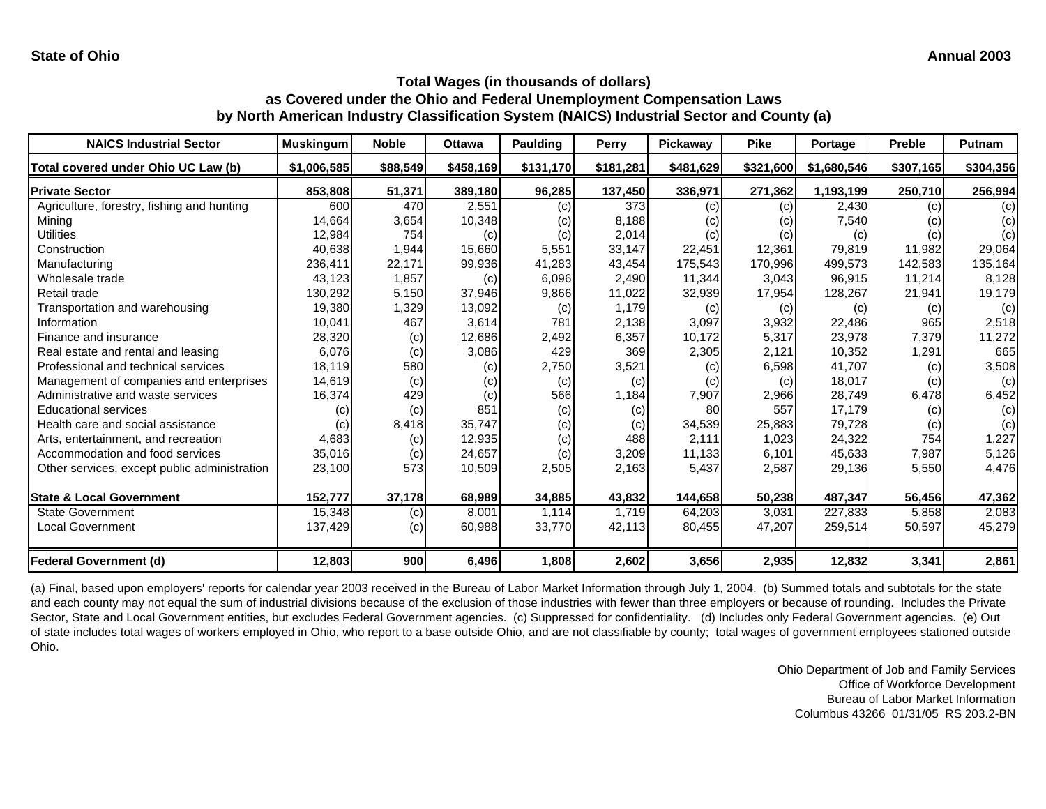State of Ohio | Annual 2003

### Total Wages (in thousands of dollars)
### as Covered under the Ohio and Federal Unemployment Compensation Laws
### by North American Industry Classification System (NAICS) Industrial Sector and County (a)

| NAICS Industrial Sector | Muskingum | Noble | Ottawa | Paulding | Perry | Pickaway | Pike | Portage | Preble | Putnam |
|---|---|---|---|---|---|---|---|---|---|---|
| **Total covered under Ohio UC Law (b)** | **$1,006,585** | **$88,549** | **$458,169** | **$131,170** | **$181,281** | **$481,629** | **$321,600** | **$1,680,546** | **$307,165** | **$304,356** |
| **Private Sector** | **853,808** | **51,371** | **389,180** | **96,285** | **137,450** | **336,971** | **271,362** | **1,193,199** | **250,710** | **256,994** |
| Agriculture, forestry, fishing and hunting | 600 | 470 | 2,551 | (c) | 373 | (c) | (c) | 2,430 | (c) | (c) |
| Mining | 14,664 | 3,654 | 10,348 | (c) | 8,188 | (c) | (c) | 7,540 | (c) | (c) |
| Utilities | 12,984 | 754 | (c) | (c) | 2,014 | (c) | (c) | (c) | (c) | (c) |
| Construction | 40,638 | 1,944 | 15,660 | 5,551 | 33,147 | 22,451 | 12,361 | 79,819 | 11,982 | 29,064 |
| Manufacturing | 236,411 | 22,171 | 99,936 | 41,283 | 43,454 | 175,543 | 170,996 | 499,573 | 142,583 | 135,164 |
| Wholesale trade | 43,123 | 1,857 | (c) | 6,096 | 2,490 | 11,344 | 3,043 | 96,915 | 11,214 | 8,128 |
| Retail trade | 130,292 | 5,150 | 37,946 | 9,866 | 11,022 | 32,939 | 17,954 | 128,267 | 21,941 | 19,179 |
| Transportation and warehousing | 19,380 | 1,329 | 13,092 | (c) | 1,179 | (c) | (c) | (c) | (c) | (c) |
| Information | 10,041 | 467 | 3,614 | 781 | 2,138 | 3,097 | 3,932 | 22,486 | 965 | 2,518 |
| Finance and insurance | 28,320 | (c) | 12,686 | 2,492 | 6,357 | 10,172 | 5,317 | 23,978 | 7,379 | 11,272 |
| Real estate and rental and leasing | 6,076 | (c) | 3,086 | 429 | 369 | 2,305 | 2,121 | 10,352 | 1,291 | 665 |
| Professional and technical services | 18,119 | 580 | (c) | 2,750 | 3,521 | (c) | 6,598 | 41,707 | (c) | 3,508 |
| Management of companies and enterprises | 14,619 | (c) | (c) | (c) | (c) | (c) | (c) | 18,017 | (c) | (c) |
| Administrative and waste services | 16,374 | 429 | (c) | 566 | 1,184 | 7,907 | 2,966 | 28,749 | 6,478 | 6,452 |
| Educational services | (c) | (c) | 851 | (c) | (c) | 80 | 557 | 17,179 | (c) | (c) |
| Health care and social assistance | (c) | 8,418 | 35,747 | (c) | (c) | 34,539 | 25,883 | 79,728 | (c) | (c) |
| Arts, entertainment, and recreation | 4,683 | (c) | 12,935 | (c) | 488 | 2,111 | 1,023 | 24,322 | 754 | 1,227 |
| Accommodation and food services | 35,016 | (c) | 24,657 | (c) | 3,209 | 11,133 | 6,101 | 45,633 | 7,987 | 5,126 |
| Other services, except public administration | 23,100 | 573 | 10,509 | 2,505 | 2,163 | 5,437 | 2,587 | 29,136 | 5,550 | 4,476 |
| **State & Local Government** | **152,777** | **37,178** | **68,989** | **34,885** | **43,832** | **144,658** | **50,238** | **487,347** | **56,456** | **47,362** |
| State Government | 15,348 | (c) | 8,001 | 1,114 | 1,719 | 64,203 | 3,031 | 227,833 | 5,858 | 2,083 |
| Local Government | 137,429 | (c) | 60,988 | 33,770 | 42,113 | 80,455 | 47,207 | 259,514 | 50,597 | 45,279 |
| **Federal Government (d)** | **12,803** | **900** | **6,496** | **1,808** | **2,602** | **3,656** | **2,935** | **12,832** | **3,341** | **2,861** |

(a) Final, based upon employers' reports for calendar year 2003 received in the Bureau of Labor Market Information through July 1, 2004. (b) Summed totals and subtotals for the state and each county may not equal the sum of industrial divisions because of the exclusion of those industries with fewer than three employers or because of rounding. Includes the Private Sector, State and Local Government entities, but excludes Federal Government agencies. (c) Suppressed for confidentiality. (d) Includes only Federal Government agencies. (e) Out of state includes total wages of workers employed in Ohio, who report to a base outside Ohio, and are not classifiable by county; total wages of government employees stationed outside Ohio.

Ohio Department of Job and Family Services
Office of Workforce Development
Bureau of Labor Market Information
Columbus 43266 01/31/05 RS 203.2-BN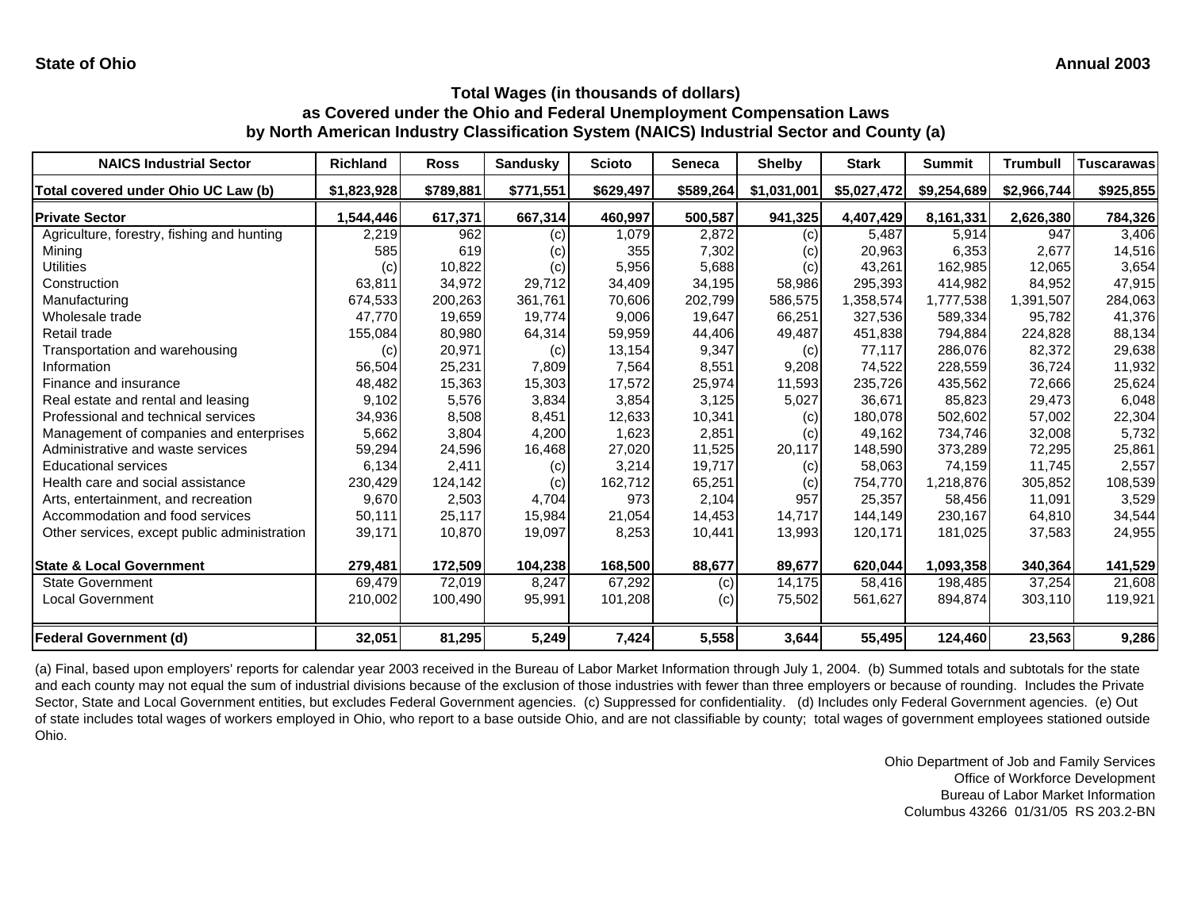**State of Ohio** **Annual 2003**

### Total Wages (in thousands of dollars)
### as Covered under the Ohio and Federal Unemployment Compensation Laws
### by North American Industry Classification System (NAICS) Industrial Sector and County (a)

| NAICS Industrial Sector | Richland | Ross | Sandusky | Scioto | Seneca | Shelby | Stark | Summit | Trumbull | Tuscarawas |
|---|---|---|---|---|---|---|---|---|---|---|
| **Total covered under Ohio UC Law (b)** | **$1,823,928** | **$789,881** | **$771,551** | **$629,497** | **$589,264** | **$1,031,001** | **$5,027,472** | **$9,254,689** | **$2,966,744** | **$925,855** |
| **Private Sector** | **1,544,446** | **617,371** | **667,314** | **460,997** | **500,587** | **941,325** | **4,407,429** | **8,161,331** | **2,626,380** | **784,326** |
| Agriculture, forestry, fishing and hunting | 2,219 | 962 | (c) | 1,079 | 2,872 | (c) | 5,487 | 5,914 | 947 | 3,406 |
| Mining | 585 | 619 | (c) | 355 | 7,302 | (c) | 20,963 | 6,353 | 2,677 | 14,516 |
| Utilities | (c) | 10,822 | (c) | 5,956 | 5,688 | (c) | 43,261 | 162,985 | 12,065 | 3,654 |
| Construction | 63,811 | 34,972 | 29,712 | 34,409 | 34,195 | 58,986 | 295,393 | 414,982 | 84,952 | 47,915 |
| Manufacturing | 674,533 | 200,263 | 361,761 | 70,606 | 202,799 | 586,575 | 1,358,574 | 1,777,538 | 1,391,507 | 284,063 |
| Wholesale trade | 47,770 | 19,659 | 19,774 | 9,006 | 19,647 | 66,251 | 327,536 | 589,334 | 95,782 | 41,376 |
| Retail trade | 155,084 | 80,980 | 64,314 | 59,959 | 44,406 | 49,487 | 451,838 | 794,884 | 224,828 | 88,134 |
| Transportation and warehousing | (c) | 20,971 | (c) | 13,154 | 9,347 | (c) | 77,117 | 286,076 | 82,372 | 29,638 |
| Information | 56,504 | 25,231 | 7,809 | 7,564 | 8,551 | 9,208 | 74,522 | 228,559 | 36,724 | 11,932 |
| Finance and insurance | 48,482 | 15,363 | 15,303 | 17,572 | 25,974 | 11,593 | 235,726 | 435,562 | 72,666 | 25,624 |
| Real estate and rental and leasing | 9,102 | 5,576 | 3,834 | 3,854 | 3,125 | 5,027 | 36,671 | 85,823 | 29,473 | 6,048 |
| Professional and technical services | 34,936 | 8,508 | 8,451 | 12,633 | 10,341 | (c) | 180,078 | 502,602 | 57,002 | 22,304 |
| Management of companies and enterprises | 5,662 | 3,804 | 4,200 | 1,623 | 2,851 | (c) | 49,162 | 734,746 | 32,008 | 5,732 |
| Administrative and waste services | 59,294 | 24,596 | 16,468 | 27,020 | 11,525 | 20,117 | 148,590 | 373,289 | 72,295 | 25,861 |
| Educational services | 6,134 | 2,411 | (c) | 3,214 | 19,717 | (c) | 58,063 | 74,159 | 11,745 | 2,557 |
| Health care and social assistance | 230,429 | 124,142 | (c) | 162,712 | 65,251 | (c) | 754,770 | 1,218,876 | 305,852 | 108,539 |
| Arts, entertainment, and recreation | 9,670 | 2,503 | 4,704 | 973 | 2,104 | 957 | 25,357 | 58,456 | 11,091 | 3,529 |
| Accommodation and food services | 50,111 | 25,117 | 15,984 | 21,054 | 14,453 | 14,717 | 144,149 | 230,167 | 64,810 | 34,544 |
| Other services, except public administration | 39,171 | 10,870 | 19,097 | 8,253 | 10,441 | 13,993 | 120,171 | 181,025 | 37,583 | 24,955 |
| **State & Local Government** | **279,481** | **172,509** | **104,238** | **168,500** | **88,677** | **89,677** | **620,044** | **1,093,358** | **340,364** | **141,529** |
| State Government | 69,479 | 72,019 | 8,247 | 67,292 | (c) | 14,175 | 58,416 | 198,485 | 37,254 | 21,608 |
| Local Government | 210,002 | 100,490 | 95,991 | 101,208 | (c) | 75,502 | 561,627 | 894,874 | 303,110 | 119,921 |
| **Federal Government (d)** | **32,051** | **81,295** | **5,249** | **7,424** | **5,558** | **3,644** | **55,495** | **124,460** | **23,563** | **9,286** |

(a) Final, based upon employers' reports for calendar year 2003 received in the Bureau of Labor Market Information through July 1, 2004. (b) Summed totals and subtotals for the state and each county may not equal the sum of industrial divisions because of the exclusion of those industries with fewer than three employers or because of rounding. Includes the Private Sector, State and Local Government entities, but excludes Federal Government agencies. (c) Suppressed for confidentiality. (d) Includes only Federal Government agencies. (e) Out of state includes total wages of workers employed in Ohio, who report to a base outside Ohio, and are not classifiable by county; total wages of government employees stationed outside Ohio.

Ohio Department of Job and Family Services
Office of Workforce Development
Bureau of Labor Market Information
Columbus 43266 01/31/05 RS 203.2-BN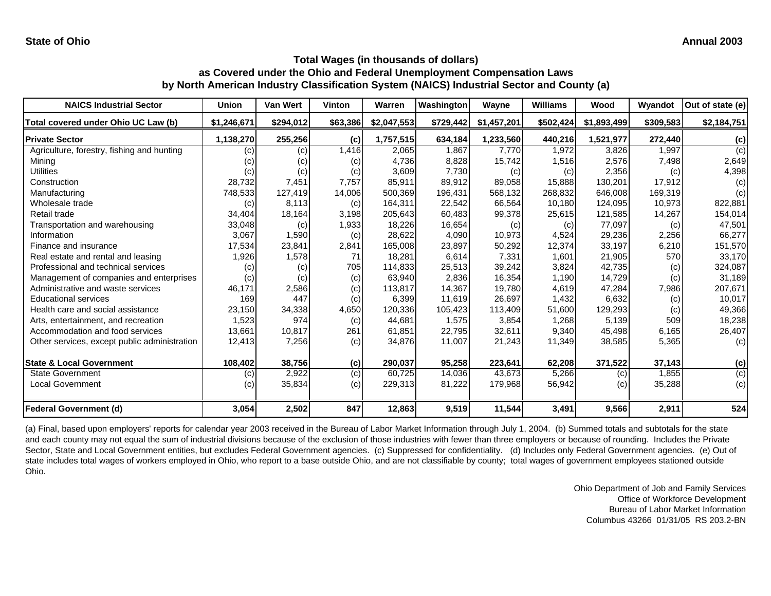State of Ohio

Annual 2003

## Total Wages (in thousands of dollars) as Covered under the Ohio and Federal Unemployment Compensation Laws by North American Industry Classification System (NAICS) Industrial Sector and County (a)

| NAICS Industrial Sector | Union | Van Wert | Vinton | Warren | Washington | Wayne | Williams | Wood | Wyandot | Out of state (e) |
|---|---|---|---|---|---|---|---|---|---|---|
| **Total covered under Ohio UC Law (b)** | **$1,246,671** | **$294,012** | **$63,386** | **$2,047,553** | **$729,442** | **$1,457,201** | **$502,424** | **$1,893,499** | **$309,583** | **$2,184,751** |
| **Private Sector** | **1,138,270** | **255,256** | **(c)** | **1,757,515** | **634,184** | **1,233,560** | **440,216** | **1,521,977** | **272,440** | **(c)** |
| Agriculture, forestry, fishing and hunting | (c) | (c) | 1,416 | 2,065 | 1,867 | 7,770 | 1,972 | 3,826 | 1,997 | (c) |
| Mining | (c) | (c) | (c) | 4,736 | 8,828 | 15,742 | 1,516 | 2,576 | 7,498 | 2,649 |
| Utilities | (c) | (c) | (c) | 3,609 | 7,730 | (c) | (c) | 2,356 | (c) | 4,398 |
| Construction | 28,732 | 7,451 | 7,757 | 85,911 | 89,912 | 89,058 | 15,888 | 130,201 | 17,912 | (c) |
| Manufacturing | 748,533 | 127,419 | 14,006 | 500,369 | 196,431 | 568,132 | 268,832 | 646,008 | 169,319 | (c) |
| Wholesale trade | (c) | 8,113 | (c) | 164,311 | 22,542 | 66,564 | 10,180 | 124,095 | 10,973 | 822,881 |
| Retail trade | 34,404 | 18,164 | 3,198 | 205,643 | 60,483 | 99,378 | 25,615 | 121,585 | 14,267 | 154,014 |
| Transportation and warehousing | 33,048 | (c) | 1,933 | 18,226 | 16,654 | (c) | (c) | 77,097 | (c) | 47,501 |
| Information | 3,067 | 1,590 | (c) | 28,622 | 4,090 | 10,973 | 4,524 | 29,236 | 2,256 | 66,277 |
| Finance and insurance | 17,534 | 23,841 | 2,841 | 165,008 | 23,897 | 50,292 | 12,374 | 33,197 | 6,210 | 151,570 |
| Real estate and rental and leasing | 1,926 | 1,578 | 71 | 18,281 | 6,614 | 7,331 | 1,601 | 21,905 | 570 | 33,170 |
| Professional and technical services | (c) | (c) | 705 | 114,833 | 25,513 | 39,242 | 3,824 | 42,735 | (c) | 324,087 |
| Management of companies and enterprises | (c) | (c) | (c) | 63,940 | 2,836 | 16,354 | 1,190 | 14,729 | (c) | 31,189 |
| Administrative and waste services | 46,171 | 2,586 | (c) | 113,817 | 14,367 | 19,780 | 4,619 | 47,284 | 7,986 | 207,671 |
| Educational services | 169 | 447 | (c) | 6,399 | 11,619 | 26,697 | 1,432 | 6,632 | (c) | 10,017 |
| Health care and social assistance | 23,150 | 34,338 | 4,650 | 120,336 | 105,423 | 113,409 | 51,600 | 129,293 | (c) | 49,366 |
| Arts, entertainment, and recreation | 1,523 | 974 | (c) | 44,681 | 1,575 | 3,854 | 1,268 | 5,139 | 509 | 18,238 |
| Accommodation and food services | 13,661 | 10,817 | 261 | 61,851 | 22,795 | 32,611 | 9,340 | 45,498 | 6,165 | 26,407 |
| Other services, except public administration | 12,413 | 7,256 | (c) | 34,876 | 11,007 | 21,243 | 11,349 | 38,585 | 5,365 | (c) |
| **State & Local Government** | **108,402** | **38,756** | **(c)** | **290,037** | **95,258** | **223,641** | **62,208** | **371,522** | **37,143** | **(c)** |
| State Government | (c) | 2,922 | (c) | 60,725 | 14,036 | 43,673 | 5,266 | (c) | 1,855 | (c) |
| Local Government | (c) | 35,834 | (c) | 229,313 | 81,222 | 179,968 | 56,942 | (c) | 35,288 | (c) |
| **Federal Government (d)** | **3,054** | **2,502** | **847** | **12,863** | **9,519** | **11,544** | **3,491** | **9,566** | **2,911** | **524** |

(a) Final, based upon employers' reports for calendar year 2003 received in the Bureau of Labor Market Information through July 1, 2004. (b) Summed totals and subtotals for the state and each county may not equal the sum of industrial divisions because of the exclusion of those industries with fewer than three employers or because of rounding. Includes the Private Sector, State and Local Government entities, but excludes Federal Government agencies. (c) Suppressed for confidentiality. (d) Includes only Federal Government agencies. (e) Out of state includes total wages of workers employed in Ohio, who report to a base outside Ohio, and are not classifiable by county; total wages of government employees stationed outside Ohio.

Ohio Department of Job and Family Services
Office of Workforce Development
Bureau of Labor Market Information
Columbus 43266 01/31/05 RS 203.2-BN